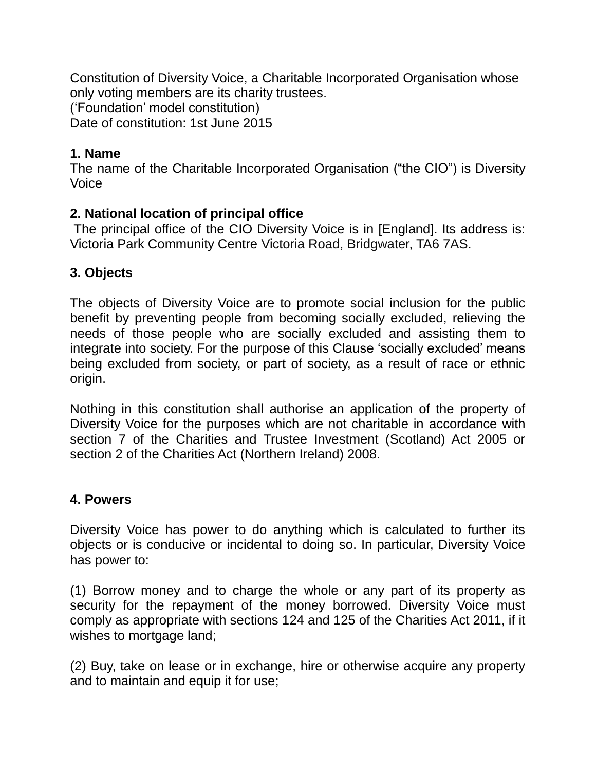Constitution of Diversity Voice, a Charitable Incorporated Organisation whose only voting members are its charity trustees.
('Foundation' model constitution)
Date of constitution: 1st June 2015

**1. Name**

The name of the Charitable Incorporated Organisation ("the CIO") is Diversity Voice

**2. National location of principal office**

The principal office of the CIO Diversity Voice is in [England]. Its address is: Victoria Park Community Centre Victoria Road, Bridgwater, TA6 7AS.

**3. Objects**

The objects of Diversity Voice are to promote social inclusion for the public benefit by preventing people from becoming socially excluded, relieving the needs of those people who are socially excluded and assisting them to integrate into society. For the purpose of this Clause 'socially excluded' means being excluded from society, or part of society, as a result of race or ethnic origin.

Nothing in this constitution shall authorise an application of the property of Diversity Voice for the purposes which are not charitable in accordance with section 7 of the Charities and Trustee Investment (Scotland) Act 2005 or section 2 of the Charities Act (Northern Ireland) 2008.

**4. Powers**

Diversity Voice has power to do anything which is calculated to further its objects or is conducive or incidental to doing so. In particular, Diversity Voice has power to:

(1) Borrow money and to charge the whole or any part of its property as security for the repayment of the money borrowed. Diversity Voice must comply as appropriate with sections 124 and 125 of the Charities Act 2011, if it wishes to mortgage land;

(2) Buy, take on lease or in exchange, hire or otherwise acquire any property and to maintain and equip it for use;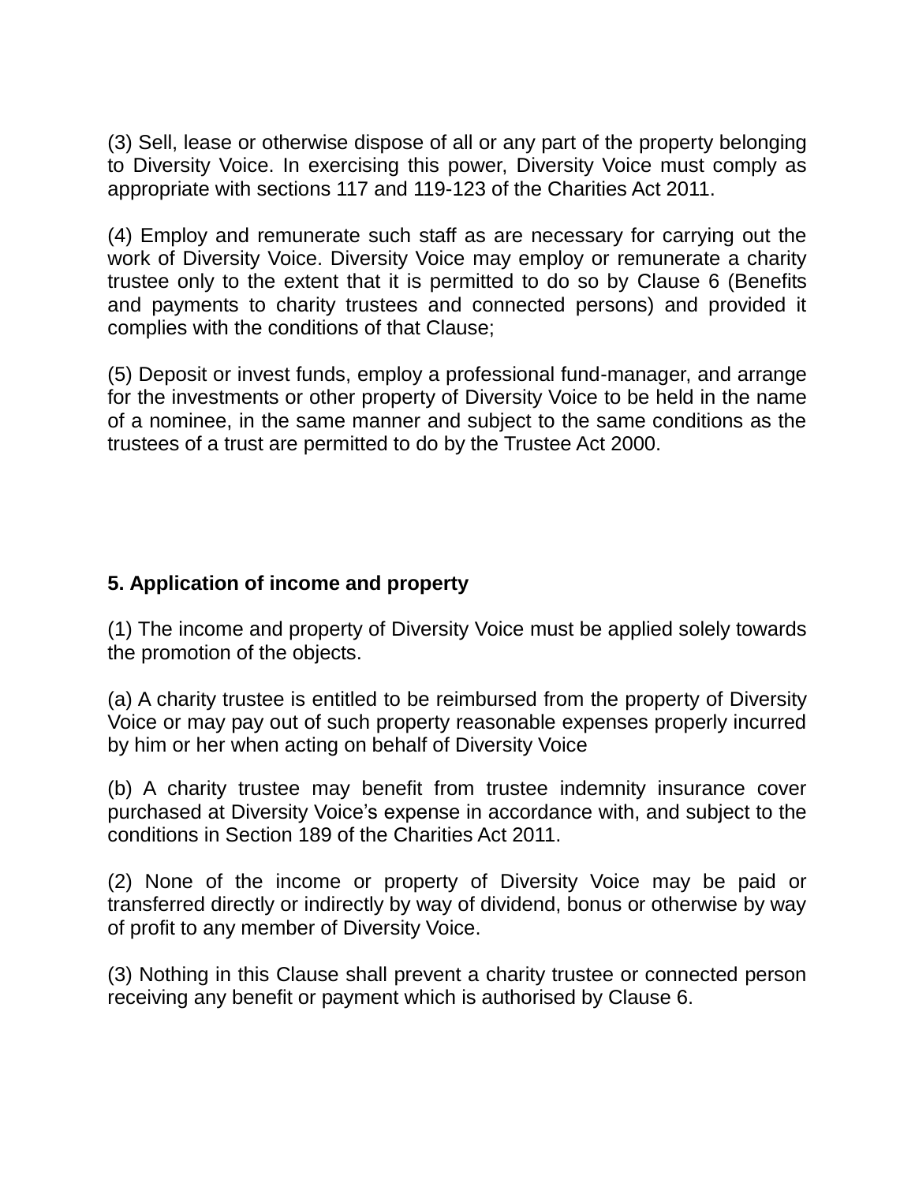(3) Sell, lease or otherwise dispose of all or any part of the property belonging to Diversity Voice. In exercising this power, Diversity Voice must comply as appropriate with sections 117 and 119-123 of the Charities Act 2011.

(4) Employ and remunerate such staff as are necessary for carrying out the work of Diversity Voice. Diversity Voice may employ or remunerate a charity trustee only to the extent that it is permitted to do so by Clause 6 (Benefits and payments to charity trustees and connected persons) and provided it complies with the conditions of that Clause;

(5) Deposit or invest funds, employ a professional fund-manager, and arrange for the investments or other property of Diversity Voice to be held in the name of a nominee, in the same manner and subject to the same conditions as the trustees of a trust are permitted to do by the Trustee Act 2000.

**5. Application of income and property**

(1) The income and property of Diversity Voice must be applied solely towards the promotion of the objects.

(a) A charity trustee is entitled to be reimbursed from the property of Diversity Voice or may pay out of such property reasonable expenses properly incurred by him or her when acting on behalf of Diversity Voice

(b) A charity trustee may benefit from trustee indemnity insurance cover purchased at Diversity Voice's expense in accordance with, and subject to the conditions in Section 189 of the Charities Act 2011.

(2) None of the income or property of Diversity Voice may be paid or transferred directly or indirectly by way of dividend, bonus or otherwise by way of profit to any member of Diversity Voice.

(3) Nothing in this Clause shall prevent a charity trustee or connected person receiving any benefit or payment which is authorised by Clause 6.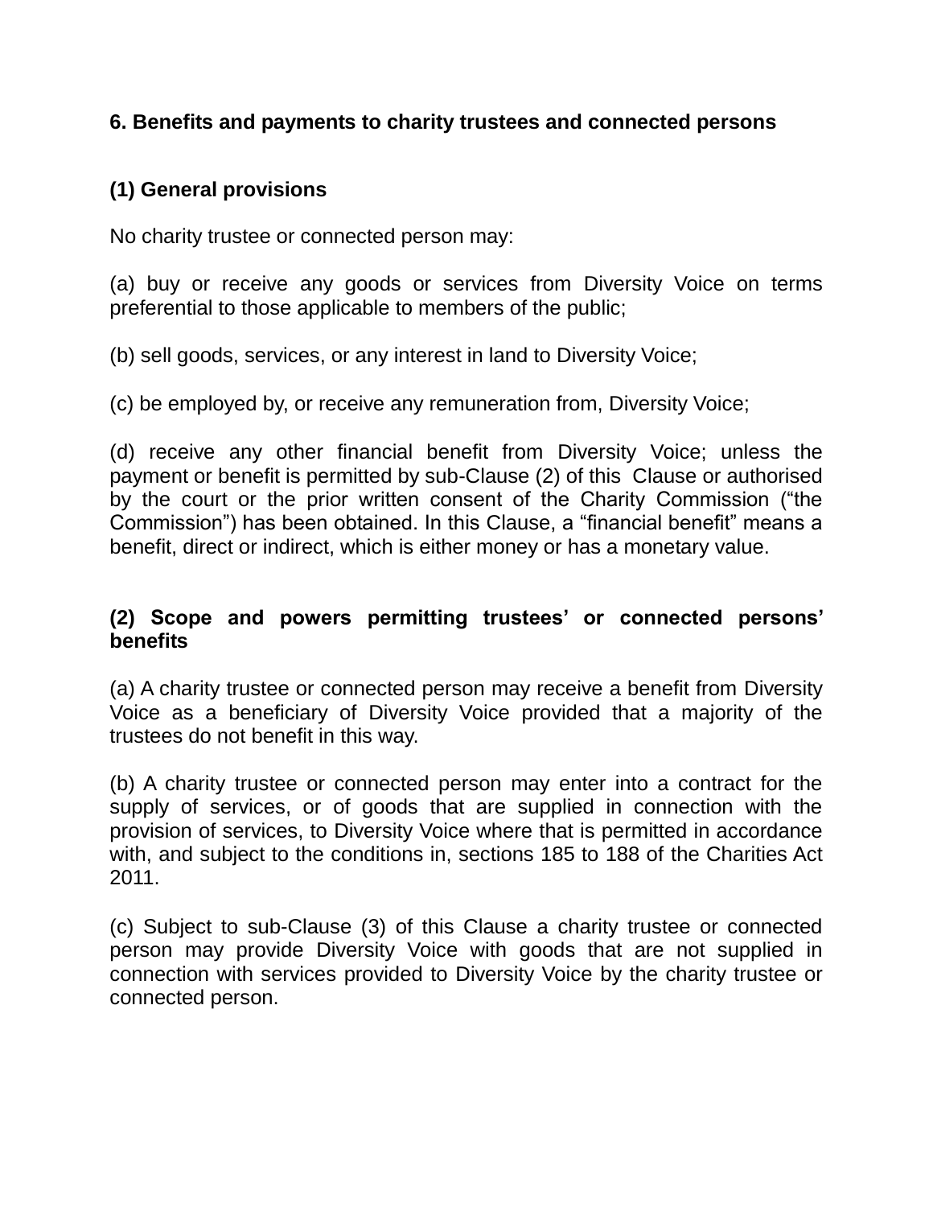### 6. Benefits and payments to charity trustees and connected persons

#### (1) General provisions

No charity trustee or connected person may:

(a) buy or receive any goods or services from Diversity Voice on terms preferential to those applicable to members of the public;

(b) sell goods, services, or any interest in land to Diversity Voice;

(c) be employed by, or receive any remuneration from, Diversity Voice;

(d) receive any other financial benefit from Diversity Voice; unless the payment or benefit is permitted by sub-Clause (2) of this Clause or authorised by the court or the prior written consent of the Charity Commission ("the Commission") has been obtained. In this Clause, a "financial benefit" means a benefit, direct or indirect, which is either money or has a monetary value.

#### (2) Scope and powers permitting trustees' or connected persons' benefits

(a) A charity trustee or connected person may receive a benefit from Diversity Voice as a beneficiary of Diversity Voice provided that a majority of the trustees do not benefit in this way.

(b) A charity trustee or connected person may enter into a contract for the supply of services, or of goods that are supplied in connection with the provision of services, to Diversity Voice where that is permitted in accordance with, and subject to the conditions in, sections 185 to 188 of the Charities Act 2011.

(c) Subject to sub-Clause (3) of this Clause a charity trustee or connected person may provide Diversity Voice with goods that are not supplied in connection with services provided to Diversity Voice by the charity trustee or connected person.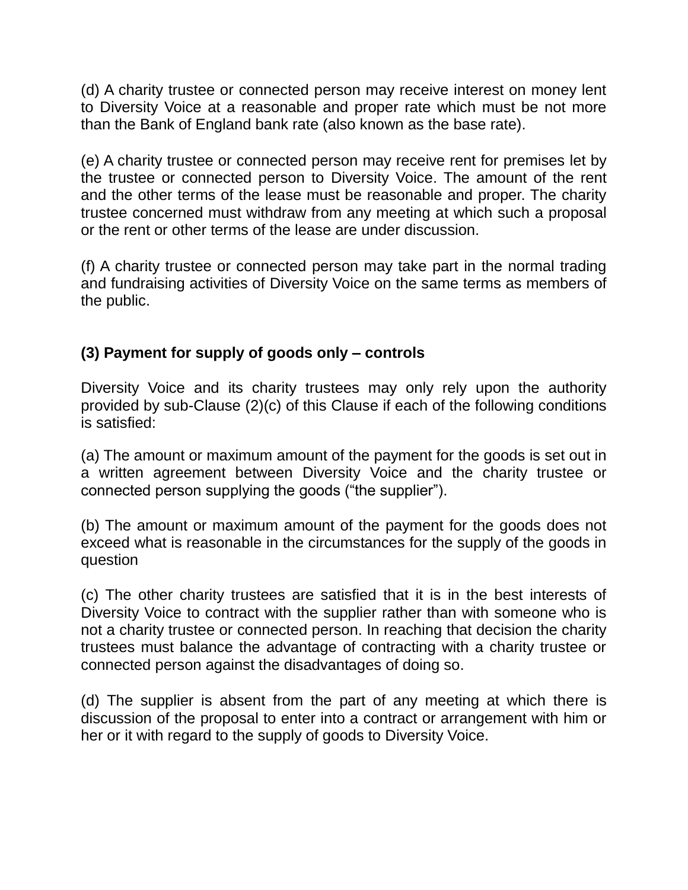(d) A charity trustee or connected person may receive interest on money lent to Diversity Voice at a reasonable and proper rate which must be not more than the Bank of England bank rate (also known as the base rate).

(e) A charity trustee or connected person may receive rent for premises let by the trustee or connected person to Diversity Voice. The amount of the rent and the other terms of the lease must be reasonable and proper. The charity trustee concerned must withdraw from any meeting at which such a proposal or the rent or other terms of the lease are under discussion.

(f) A charity trustee or connected person may take part in the normal trading and fundraising activities of Diversity Voice on the same terms as members of the public.

**(3) Payment for supply of goods only – controls**

Diversity Voice and its charity trustees may only rely upon the authority provided by sub-Clause (2)(c) of this Clause if each of the following conditions is satisfied:

(a) The amount or maximum amount of the payment for the goods is set out in a written agreement between Diversity Voice and the charity trustee or connected person supplying the goods ("the supplier").

(b) The amount or maximum amount of the payment for the goods does not exceed what is reasonable in the circumstances for the supply of the goods in question

(c) The other charity trustees are satisfied that it is in the best interests of Diversity Voice to contract with the supplier rather than with someone who is not a charity trustee or connected person. In reaching that decision the charity trustees must balance the advantage of contracting with a charity trustee or connected person against the disadvantages of doing so.

(d) The supplier is absent from the part of any meeting at which there is discussion of the proposal to enter into a contract or arrangement with him or her or it with regard to the supply of goods to Diversity Voice.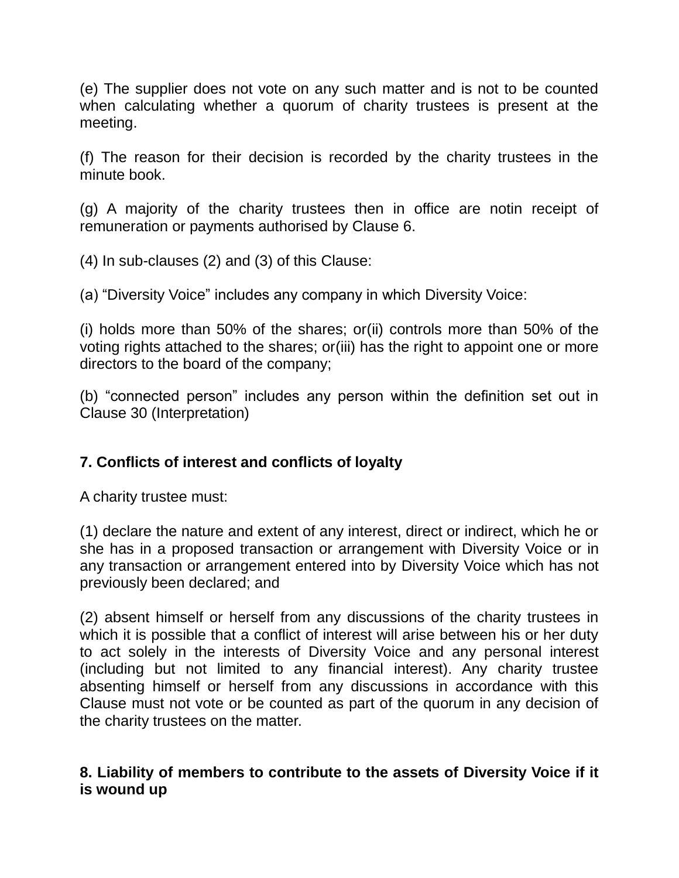(e) The supplier does not vote on any such matter and is not to be counted when calculating whether a quorum of charity trustees is present at the meeting.

(f) The reason for their decision is recorded by the charity trustees in the minute book.

(g) A majority of the charity trustees then in office are notin receipt of remuneration or payments authorised by Clause 6.

(4) In sub-clauses (2) and (3) of this Clause:

(a) “Diversity Voice” includes any company in which Diversity Voice:

(i) holds more than 50% of the shares; or(ii) controls more than 50% of the voting rights attached to the shares; or(iii) has the right to appoint one or more directors to the board of the company;

(b) “connected person” includes any person within the definition set out in Clause 30 (Interpretation)

## 7. Conflicts of interest and conflicts of loyalty

A charity trustee must:

(1) declare the nature and extent of any interest, direct or indirect, which he or she has in a proposed transaction or arrangement with Diversity Voice or in any transaction or arrangement entered into by Diversity Voice which has not previously been declared; and

(2) absent himself or herself from any discussions of the charity trustees in which it is possible that a conflict of interest will arise between his or her duty to act solely in the interests of Diversity Voice and any personal interest (including but not limited to any financial interest). Any charity trustee absenting himself or herself from any discussions in accordance with this Clause must not vote or be counted as part of the quorum in any decision of the charity trustees on the matter.

## 8. Liability of members to contribute to the assets of Diversity Voice if it is wound up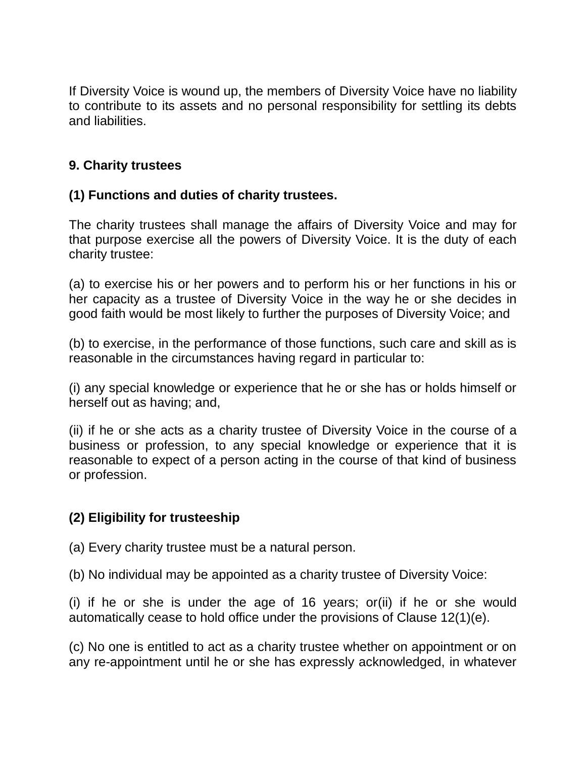If Diversity Voice is wound up, the members of Diversity Voice have no liability to contribute to its assets and no personal responsibility for settling its debts and liabilities.

## 9. Charity trustees

### (1) Functions and duties of charity trustees.

The charity trustees shall manage the affairs of Diversity Voice and may for that purpose exercise all the powers of Diversity Voice. It is the duty of each charity trustee:

(a) to exercise his or her powers and to perform his or her functions in his or her capacity as a trustee of Diversity Voice in the way he or she decides in good faith would be most likely to further the purposes of Diversity Voice; and

(b) to exercise, in the performance of those functions, such care and skill as is reasonable in the circumstances having regard in particular to:

(i) any special knowledge or experience that he or she has or holds himself or herself out as having; and,

(ii) if he or she acts as a charity trustee of Diversity Voice in the course of a business or profession, to any special knowledge or experience that it is reasonable to expect of a person acting in the course of that kind of business or profession.

### (2) Eligibility for trusteeship

(a) Every charity trustee must be a natural person.

(b) No individual may be appointed as a charity trustee of Diversity Voice:

(i) if he or she is under the age of 16 years; or(ii) if he or she would automatically cease to hold office under the provisions of Clause 12(1)(e).

(c) No one is entitled to act as a charity trustee whether on appointment or on any re-appointment until he or she has expressly acknowledged, in whatever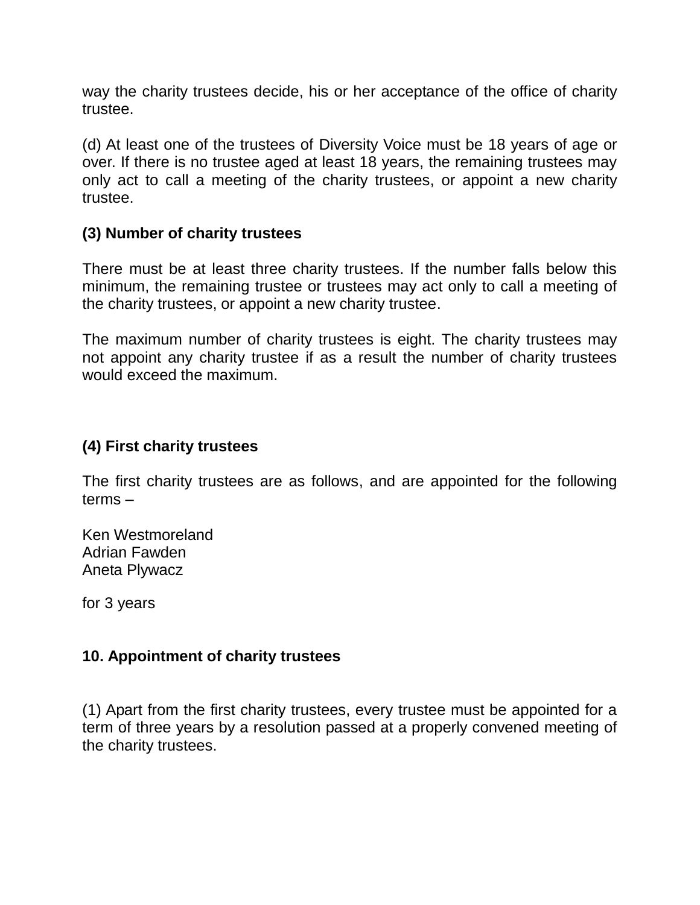way the charity trustees decide, his or her acceptance of the office of charity trustee.

(d) At least one of the trustees of Diversity Voice must be 18 years of age or over. If there is no trustee aged at least 18 years, the remaining trustees may only act to call a meeting of the charity trustees, or appoint a new charity trustee.

**(3) Number of charity trustees**

There must be at least three charity trustees. If the number falls below this minimum, the remaining trustee or trustees may act only to call a meeting of the charity trustees, or appoint a new charity trustee.

The maximum number of charity trustees is eight. The charity trustees may not appoint any charity trustee if as a result the number of charity trustees would exceed the maximum.

**(4) First charity trustees**

The first charity trustees are as follows, and are appointed for the following terms –

Ken Westmoreland
Adrian Fawden
Aneta Plywacz

for 3 years

## 10. Appointment of charity trustees

(1) Apart from the first charity trustees, every trustee must be appointed for a term of three years by a resolution passed at a properly convened meeting of the charity trustees.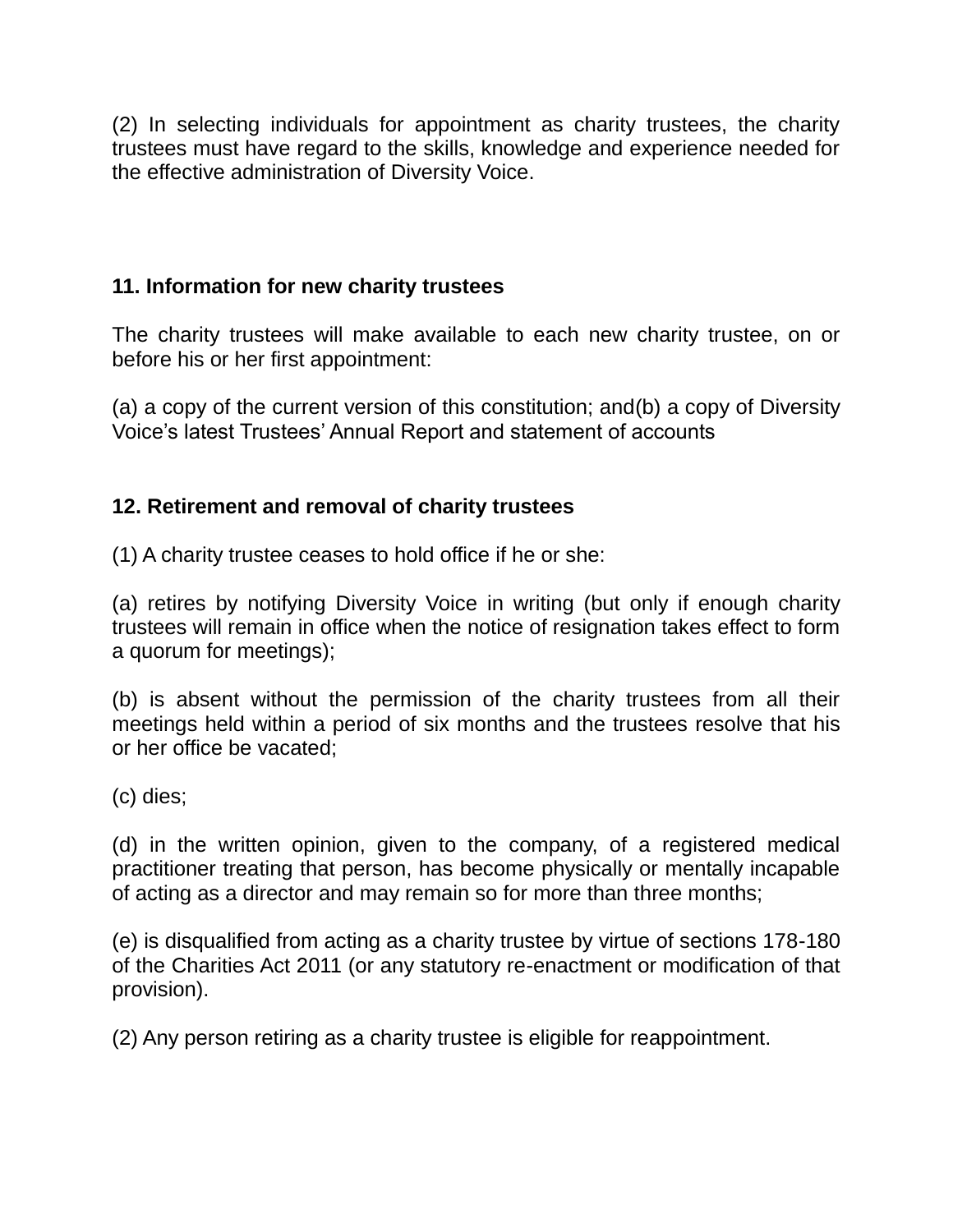(2) In selecting individuals for appointment as charity trustees, the charity trustees must have regard to the skills, knowledge and experience needed for the effective administration of Diversity Voice.

**11. Information for new charity trustees**

The charity trustees will make available to each new charity trustee, on or before his or her first appointment:

(a) a copy of the current version of this constitution; and(b) a copy of Diversity Voice's latest Trustees' Annual Report and statement of accounts

**12. Retirement and removal of charity trustees**

(1) A charity trustee ceases to hold office if he or she:

(a) retires by notifying Diversity Voice in writing (but only if enough charity trustees will remain in office when the notice of resignation takes effect to form a quorum for meetings);

(b) is absent without the permission of the charity trustees from all their meetings held within a period of six months and the trustees resolve that his or her office be vacated;

(c) dies;

(d) in the written opinion, given to the company, of a registered medical practitioner treating that person, has become physically or mentally incapable of acting as a director and may remain so for more than three months;

(e) is disqualified from acting as a charity trustee by virtue of sections 178-180 of the Charities Act 2011 (or any statutory re-enactment or modification of that provision).

(2) Any person retiring as a charity trustee is eligible for reappointment.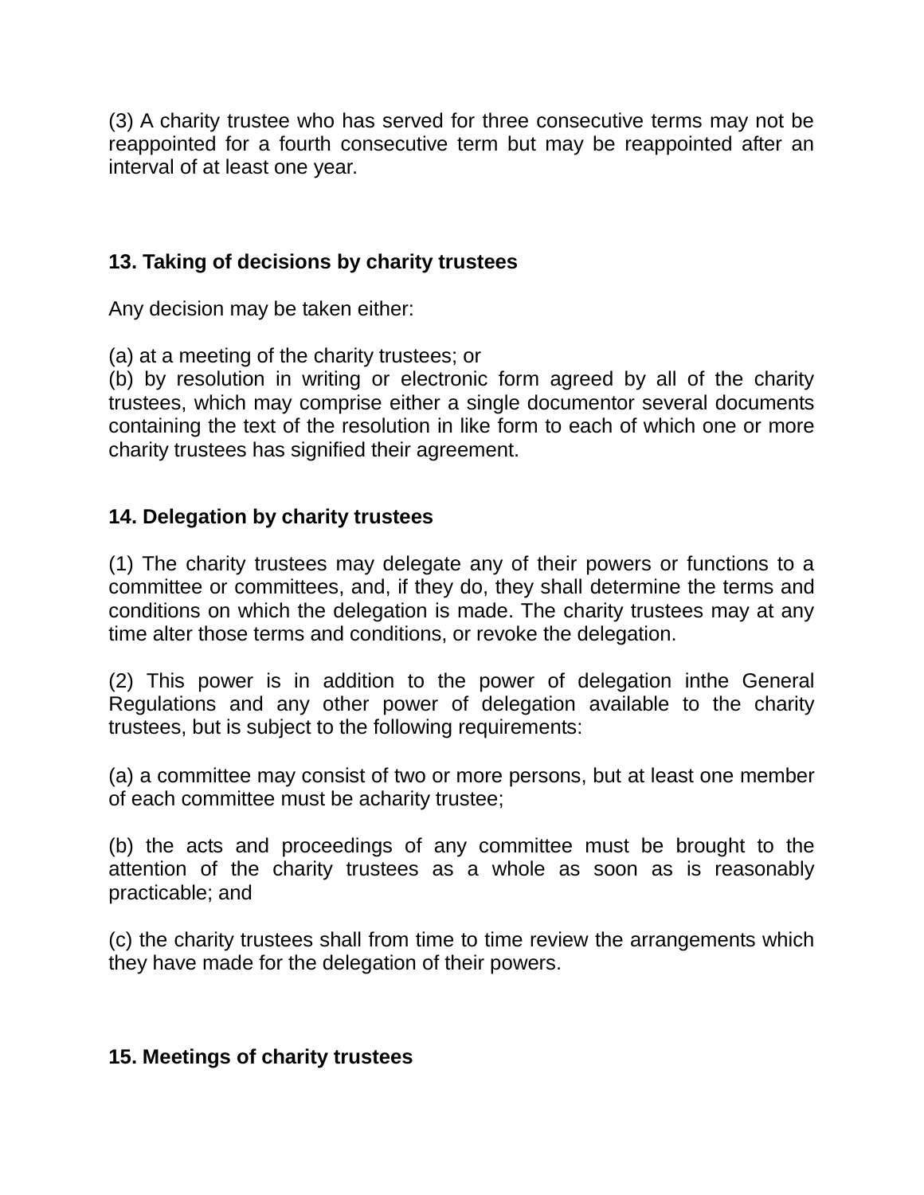(3) A charity trustee who has served for three consecutive terms may not be reappointed for a fourth consecutive term but may be reappointed after an interval of at least one year.

## 13. Taking of decisions by charity trustees

Any decision may be taken either:

(a) at a meeting of the charity trustees; or
(b) by resolution in writing or electronic form agreed by all of the charity trustees, which may comprise either a single documentor several documents containing the text of the resolution in like form to each of which one or more charity trustees has signified their agreement.

## 14. Delegation by charity trustees

(1) The charity trustees may delegate any of their powers or functions to a committee or committees, and, if they do, they shall determine the terms and conditions on which the delegation is made. The charity trustees may at any time alter those terms and conditions, or revoke the delegation.

(2) This power is in addition to the power of delegation inthe General Regulations and any other power of delegation available to the charity trustees, but is subject to the following requirements:

(a) a committee may consist of two or more persons, but at least one member of each committee must be acharity trustee;

(b) the acts and proceedings of any committee must be brought to the attention of the charity trustees as a whole as soon as is reasonably practicable; and

(c) the charity trustees shall from time to time review the arrangements which they have made for the delegation of their powers.

## 15. Meetings of charity trustees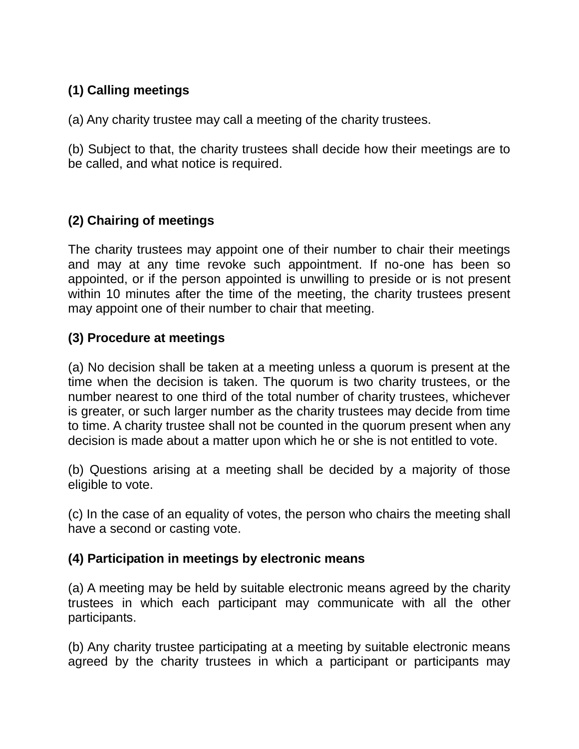**(1) Calling meetings**

(a) Any charity trustee may call a meeting of the charity trustees.

(b) Subject to that, the charity trustees shall decide how their meetings are to be called, and what notice is required.

**(2) Chairing of meetings**

The charity trustees may appoint one of their number to chair their meetings and may at any time revoke such appointment. If no-one has been so appointed, or if the person appointed is unwilling to preside or is not present within 10 minutes after the time of the meeting, the charity trustees present may appoint one of their number to chair that meeting.

**(3) Procedure at meetings**

(a) No decision shall be taken at a meeting unless a quorum is present at the time when the decision is taken. The quorum is two charity trustees, or the number nearest to one third of the total number of charity trustees, whichever is greater, or such larger number as the charity trustees may decide from time to time. A charity trustee shall not be counted in the quorum present when any decision is made about a matter upon which he or she is not entitled to vote.

(b) Questions arising at a meeting shall be decided by a majority of those eligible to vote.

(c) In the case of an equality of votes, the person who chairs the meeting shall have a second or casting vote.

**(4) Participation in meetings by electronic means**

(a) A meeting may be held by suitable electronic means agreed by the charity trustees in which each participant may communicate with all the other participants.

(b) Any charity trustee participating at a meeting by suitable electronic means agreed by the charity trustees in which a participant or participants may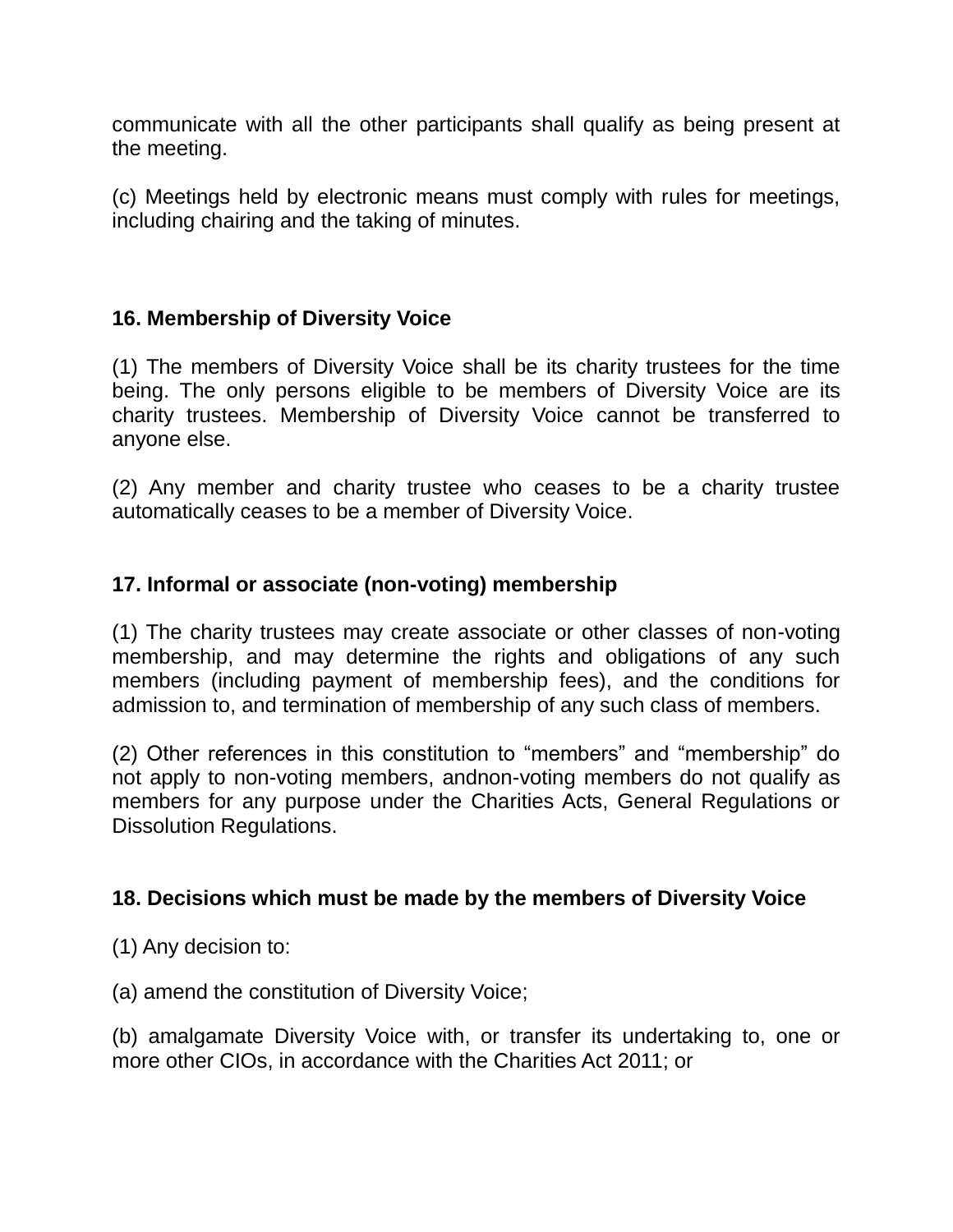communicate with all the other participants shall qualify as being present at the meeting.

(c) Meetings held by electronic means must comply with rules for meetings, including chairing and the taking of minutes.

**16. Membership of Diversity Voice**

(1) The members of Diversity Voice shall be its charity trustees for the time being. The only persons eligible to be members of Diversity Voice are its charity trustees. Membership of Diversity Voice cannot be transferred to anyone else.

(2) Any member and charity trustee who ceases to be a charity trustee automatically ceases to be a member of Diversity Voice.

**17. Informal or associate (non-voting) membership**

(1) The charity trustees may create associate or other classes of non-voting membership, and may determine the rights and obligations of any such members (including payment of membership fees), and the conditions for admission to, and termination of membership of any such class of members.

(2) Other references in this constitution to “members” and “membership” do not apply to non-voting members, andnon-voting members do not qualify as members for any purpose under the Charities Acts, General Regulations or Dissolution Regulations.

**18. Decisions which must be made by the members of Diversity Voice**

(1) Any decision to:

(a) amend the constitution of Diversity Voice;

(b) amalgamate Diversity Voice with, or transfer its undertaking to, one or more other CIOs, in accordance with the Charities Act 2011; or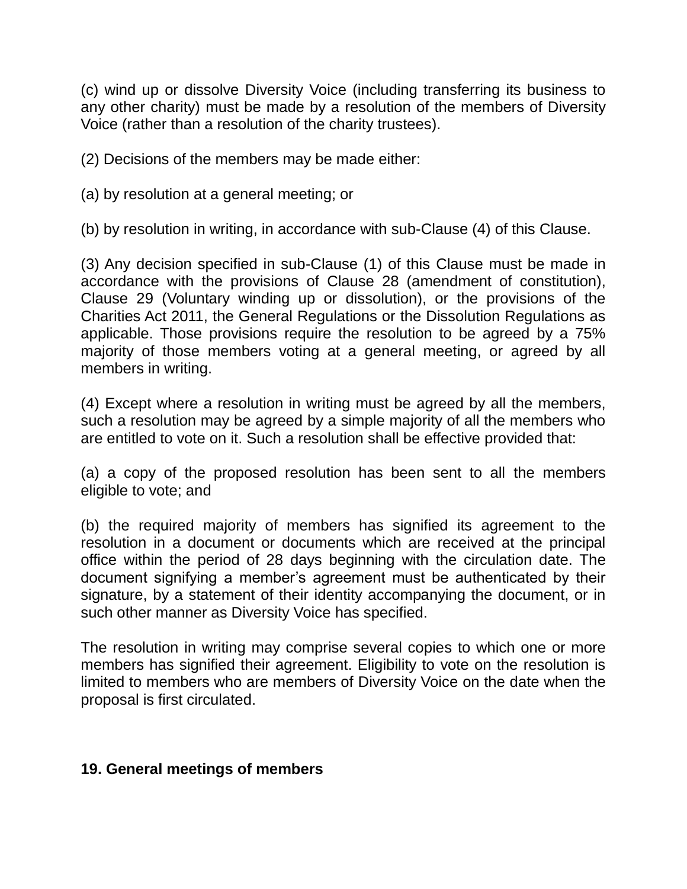(c) wind up or dissolve Diversity Voice (including transferring its business to any other charity) must be made by a resolution of the members of Diversity Voice (rather than a resolution of the charity trustees).

(2) Decisions of the members may be made either:

(a) by resolution at a general meeting; or

(b) by resolution in writing, in accordance with sub-Clause (4) of this Clause.

(3) Any decision specified in sub-Clause (1) of this Clause must be made in accordance with the provisions of Clause 28 (amendment of constitution), Clause 29 (Voluntary winding up or dissolution), or the provisions of the Charities Act 2011, the General Regulations or the Dissolution Regulations as applicable. Those provisions require the resolution to be agreed by a 75% majority of those members voting at a general meeting, or agreed by all members in writing.

(4) Except where a resolution in writing must be agreed by all the members, such a resolution may be agreed by a simple majority of all the members who are entitled to vote on it. Such a resolution shall be effective provided that:

(a) a copy of the proposed resolution has been sent to all the members eligible to vote; and

(b) the required majority of members has signified its agreement to the resolution in a document or documents which are received at the principal office within the period of 28 days beginning with the circulation date. The document signifying a member's agreement must be authenticated by their signature, by a statement of their identity accompanying the document, or in such other manner as Diversity Voice has specified.

The resolution in writing may comprise several copies to which one or more members has signified their agreement. Eligibility to vote on the resolution is limited to members who are members of Diversity Voice on the date when the proposal is first circulated.

**19. General meetings of members**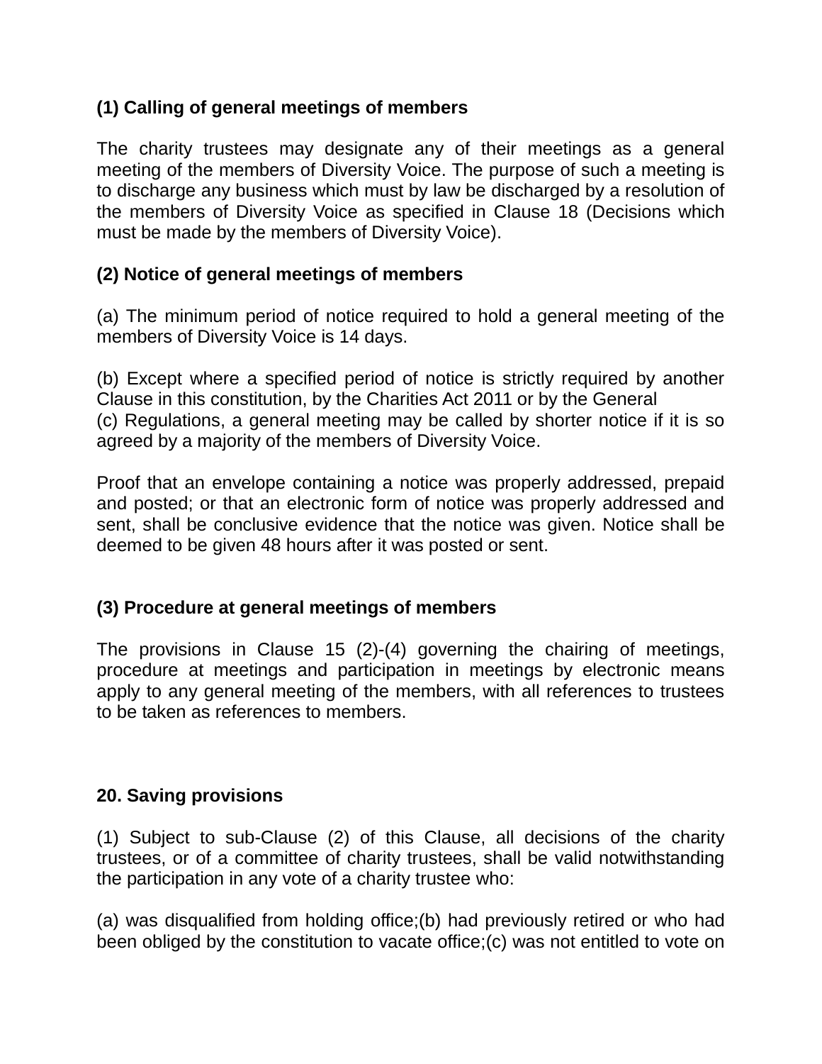**(1) Calling of general meetings of members**

The charity trustees may designate any of their meetings as a general meeting of the members of Diversity Voice. The purpose of such a meeting is to discharge any business which must by law be discharged by a resolution of the members of Diversity Voice as specified in Clause 18 (Decisions which must be made by the members of Diversity Voice).

**(2) Notice of general meetings of members**

(a) The minimum period of notice required to hold a general meeting of the members of Diversity Voice is 14 days.

(b) Except where a specified period of notice is strictly required by another Clause in this constitution, by the Charities Act 2011 or by the General
(c) Regulations, a general meeting may be called by shorter notice if it is so agreed by a majority of the members of Diversity Voice.

Proof that an envelope containing a notice was properly addressed, prepaid and posted; or that an electronic form of notice was properly addressed and sent, shall be conclusive evidence that the notice was given. Notice shall be deemed to be given 48 hours after it was posted or sent.

**(3) Procedure at general meetings of members**

The provisions in Clause 15 (2)-(4) governing the chairing of meetings, procedure at meetings and participation in meetings by electronic means apply to any general meeting of the members, with all references to trustees to be taken as references to members.

**20. Saving provisions**

(1) Subject to sub-Clause (2) of this Clause, all decisions of the charity trustees, or of a committee of charity trustees, shall be valid notwithstanding the participation in any vote of a charity trustee who:

(a) was disqualified from holding office;(b) had previously retired or who had been obliged by the constitution to vacate office;(c) was not entitled to vote on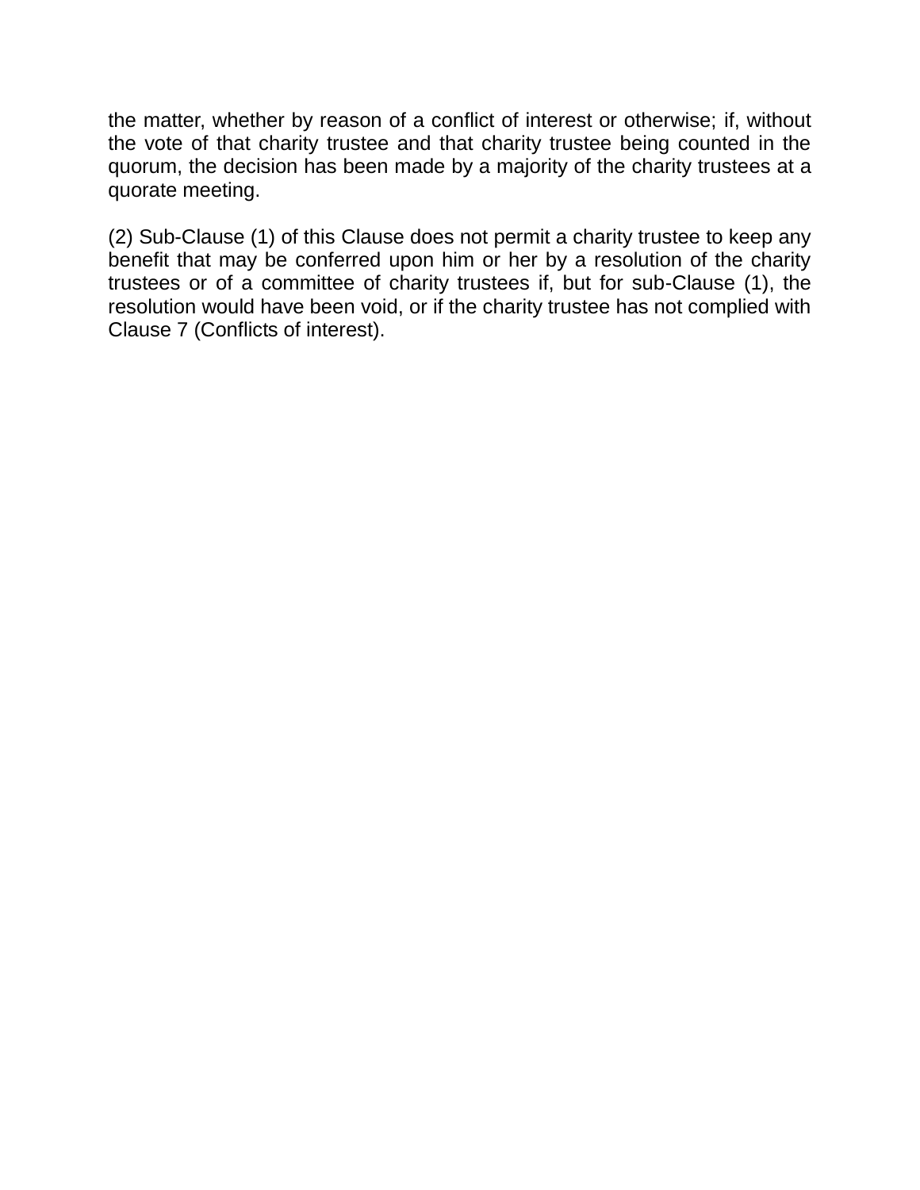the matter, whether by reason of a conflict of interest or otherwise; if, without the vote of that charity trustee and that charity trustee being counted in the quorum, the decision has been made by a majority of the charity trustees at a quorate meeting.

(2) Sub-Clause (1) of this Clause does not permit a charity trustee to keep any benefit that may be conferred upon him or her by a resolution of the charity trustees or of a committee of charity trustees if, but for sub-Clause (1), the resolution would have been void, or if the charity trustee has not complied with Clause 7 (Conflicts of interest).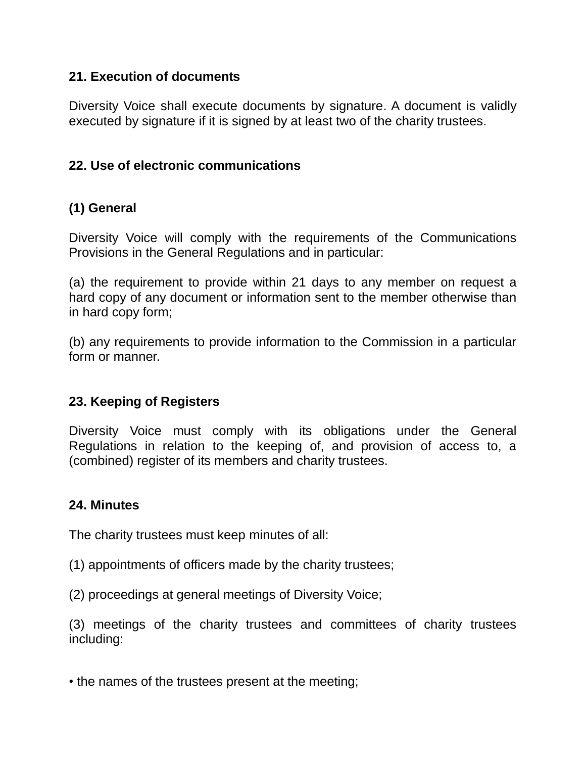**21. Execution of documents**

Diversity Voice shall execute documents by signature. A document is validly executed by signature if it is signed by at least two of the charity trustees.

**22. Use of electronic communications**

**(1) General**

Diversity Voice will comply with the requirements of the Communications Provisions in the General Regulations and in particular:

(a) the requirement to provide within 21 days to any member on request a hard copy of any document or information sent to the member otherwise than in hard copy form;

(b) any requirements to provide information to the Commission in a particular form or manner.

**23. Keeping of Registers**

Diversity Voice must comply with its obligations under the General Regulations in relation to the keeping of, and provision of access to, a (combined) register of its members and charity trustees.

**24. Minutes**

The charity trustees must keep minutes of all:

(1) appointments of officers made by the charity trustees;

(2) proceedings at general meetings of Diversity Voice;

(3) meetings of the charity trustees and committees of charity trustees including:

- the names of the trustees present at the meeting;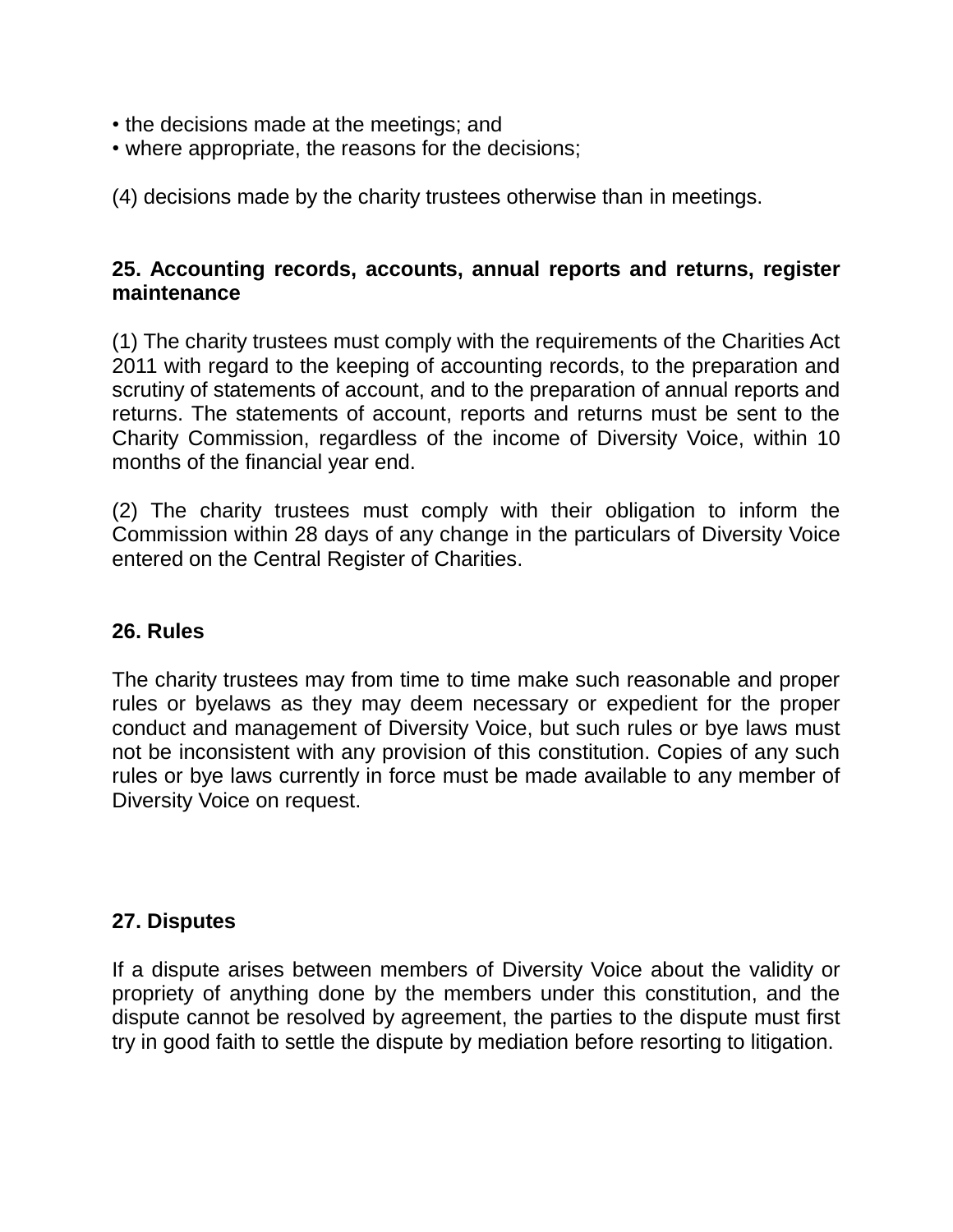- the decisions made at the meetings; and
- where appropriate, the reasons for the decisions;

(4) decisions made by the charity trustees otherwise than in meetings.

**25. Accounting records, accounts, annual reports and returns, register maintenance**

(1) The charity trustees must comply with the requirements of the Charities Act 2011 with regard to the keeping of accounting records, to the preparation and scrutiny of statements of account, and to the preparation of annual reports and returns. The statements of account, reports and returns must be sent to the Charity Commission, regardless of the income of Diversity Voice, within 10 months of the financial year end.

(2) The charity trustees must comply with their obligation to inform the Commission within 28 days of any change in the particulars of Diversity Voice entered on the Central Register of Charities.

**26. Rules**

The charity trustees may from time to time make such reasonable and proper rules or byelaws as they may deem necessary or expedient for the proper conduct and management of Diversity Voice, but such rules or bye laws must not be inconsistent with any provision of this constitution. Copies of any such rules or bye laws currently in force must be made available to any member of Diversity Voice on request.

**27. Disputes**

If a dispute arises between members of Diversity Voice about the validity or propriety of anything done by the members under this constitution, and the dispute cannot be resolved by agreement, the parties to the dispute must first try in good faith to settle the dispute by mediation before resorting to litigation.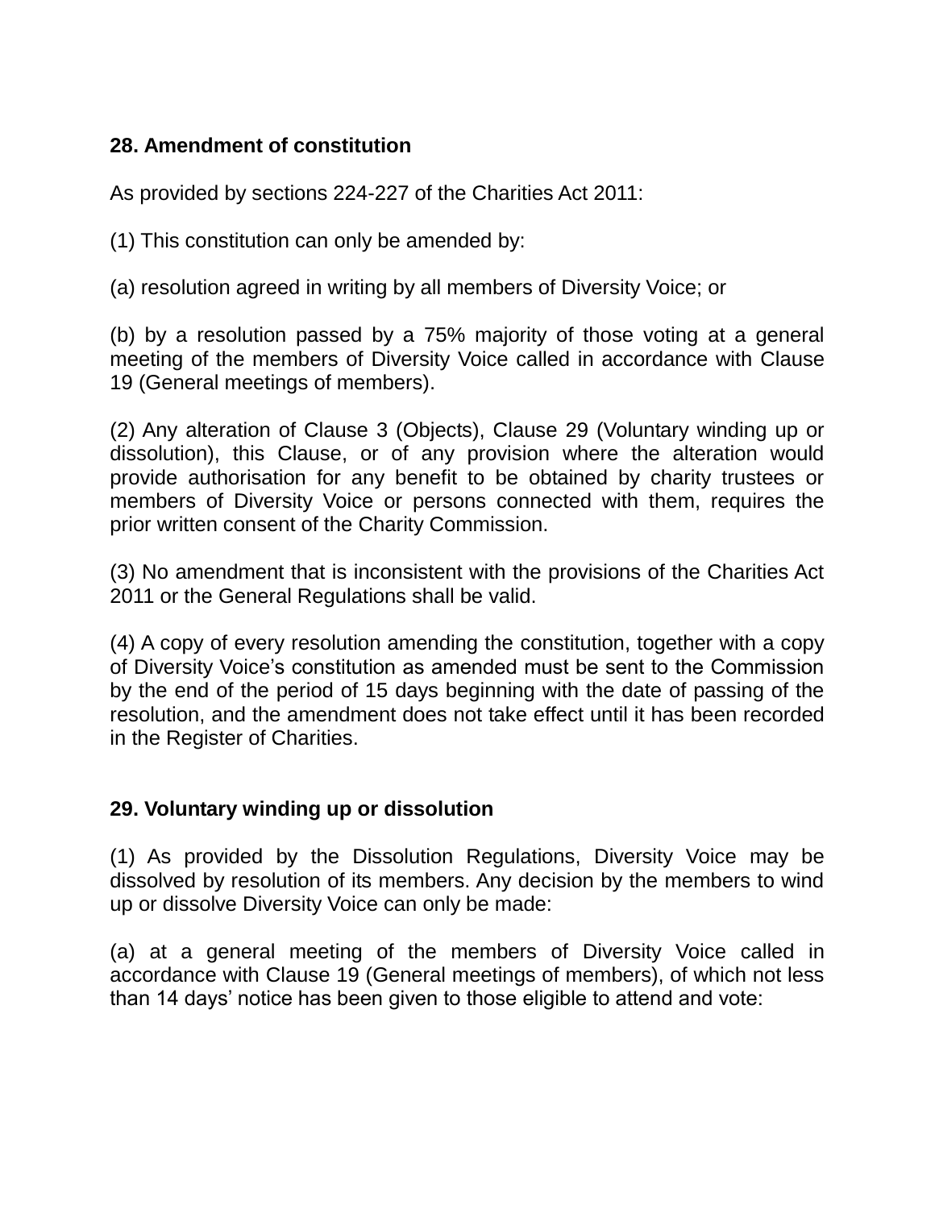**28. Amendment of constitution**

As provided by sections 224-227 of the Charities Act 2011:

(1) This constitution can only be amended by:

(a) resolution agreed in writing by all members of Diversity Voice; or

(b) by a resolution passed by a 75% majority of those voting at a general meeting of the members of Diversity Voice called in accordance with Clause 19 (General meetings of members).

(2) Any alteration of Clause 3 (Objects), Clause 29 (Voluntary winding up or dissolution), this Clause, or of any provision where the alteration would provide authorisation for any benefit to be obtained by charity trustees or members of Diversity Voice or persons connected with them, requires the prior written consent of the Charity Commission.

(3) No amendment that is inconsistent with the provisions of the Charities Act 2011 or the General Regulations shall be valid.

(4) A copy of every resolution amending the constitution, together with a copy of Diversity Voice's constitution as amended must be sent to the Commission by the end of the period of 15 days beginning with the date of passing of the resolution, and the amendment does not take effect until it has been recorded in the Register of Charities.

**29. Voluntary winding up or dissolution**

(1) As provided by the Dissolution Regulations, Diversity Voice may be dissolved by resolution of its members. Any decision by the members to wind up or dissolve Diversity Voice can only be made:

(a) at a general meeting of the members of Diversity Voice called in accordance with Clause 19 (General meetings of members), of which not less than 14 days' notice has been given to those eligible to attend and vote: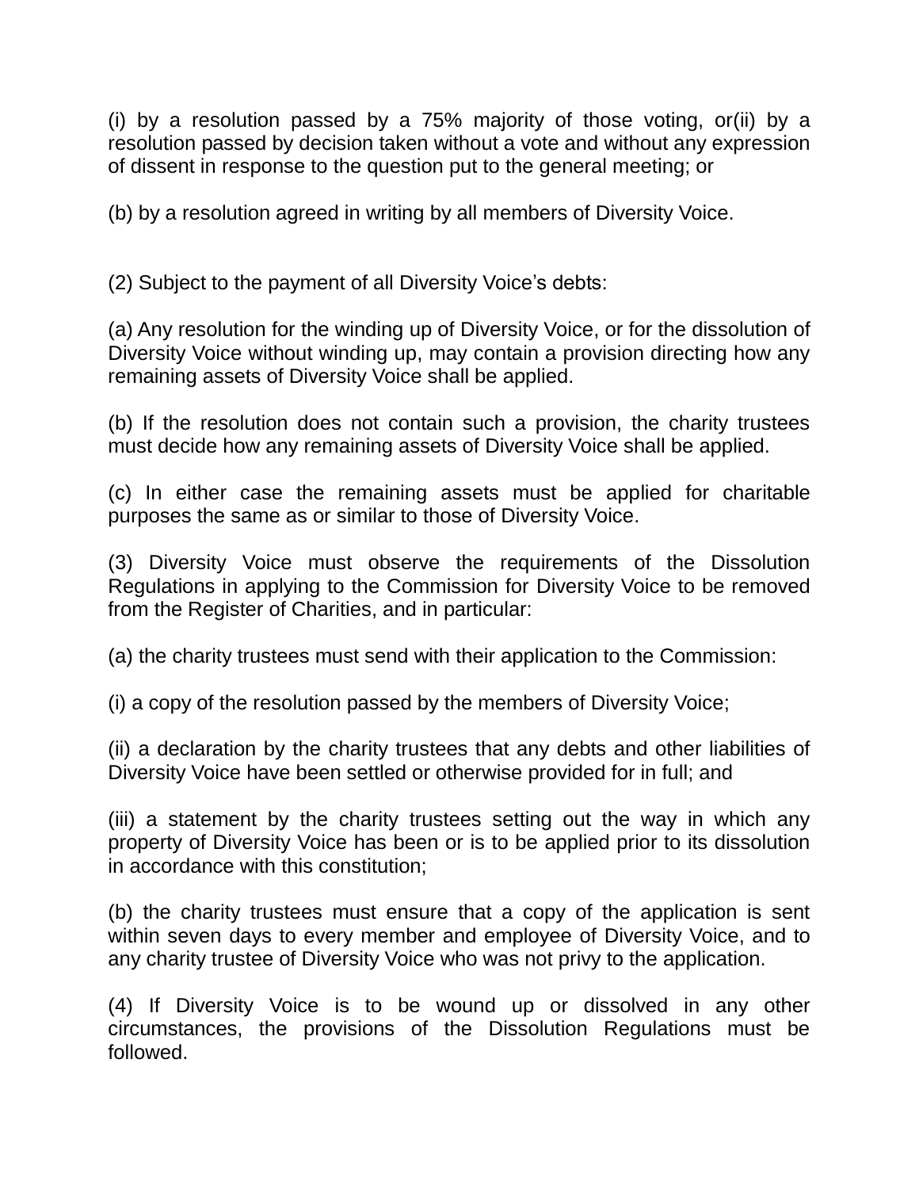(i) by a resolution passed by a 75% majority of those voting, or(ii) by a resolution passed by decision taken without a vote and without any expression of dissent in response to the question put to the general meeting; or

(b) by a resolution agreed in writing by all members of Diversity Voice.

(2) Subject to the payment of all Diversity Voice's debts:

(a) Any resolution for the winding up of Diversity Voice, or for the dissolution of Diversity Voice without winding up, may contain a provision directing how any remaining assets of Diversity Voice shall be applied.

(b) If the resolution does not contain such a provision, the charity trustees must decide how any remaining assets of Diversity Voice shall be applied.

(c) In either case the remaining assets must be applied for charitable purposes the same as or similar to those of Diversity Voice.

(3) Diversity Voice must observe the requirements of the Dissolution Regulations in applying to the Commission for Diversity Voice to be removed from the Register of Charities, and in particular:

(a) the charity trustees must send with their application to the Commission:

(i) a copy of the resolution passed by the members of Diversity Voice;

(ii) a declaration by the charity trustees that any debts and other liabilities of Diversity Voice have been settled or otherwise provided for in full; and

(iii) a statement by the charity trustees setting out the way in which any property of Diversity Voice has been or is to be applied prior to its dissolution in accordance with this constitution;

(b) the charity trustees must ensure that a copy of the application is sent within seven days to every member and employee of Diversity Voice, and to any charity trustee of Diversity Voice who was not privy to the application.

(4) If Diversity Voice is to be wound up or dissolved in any other circumstances, the provisions of the Dissolution Regulations must be followed.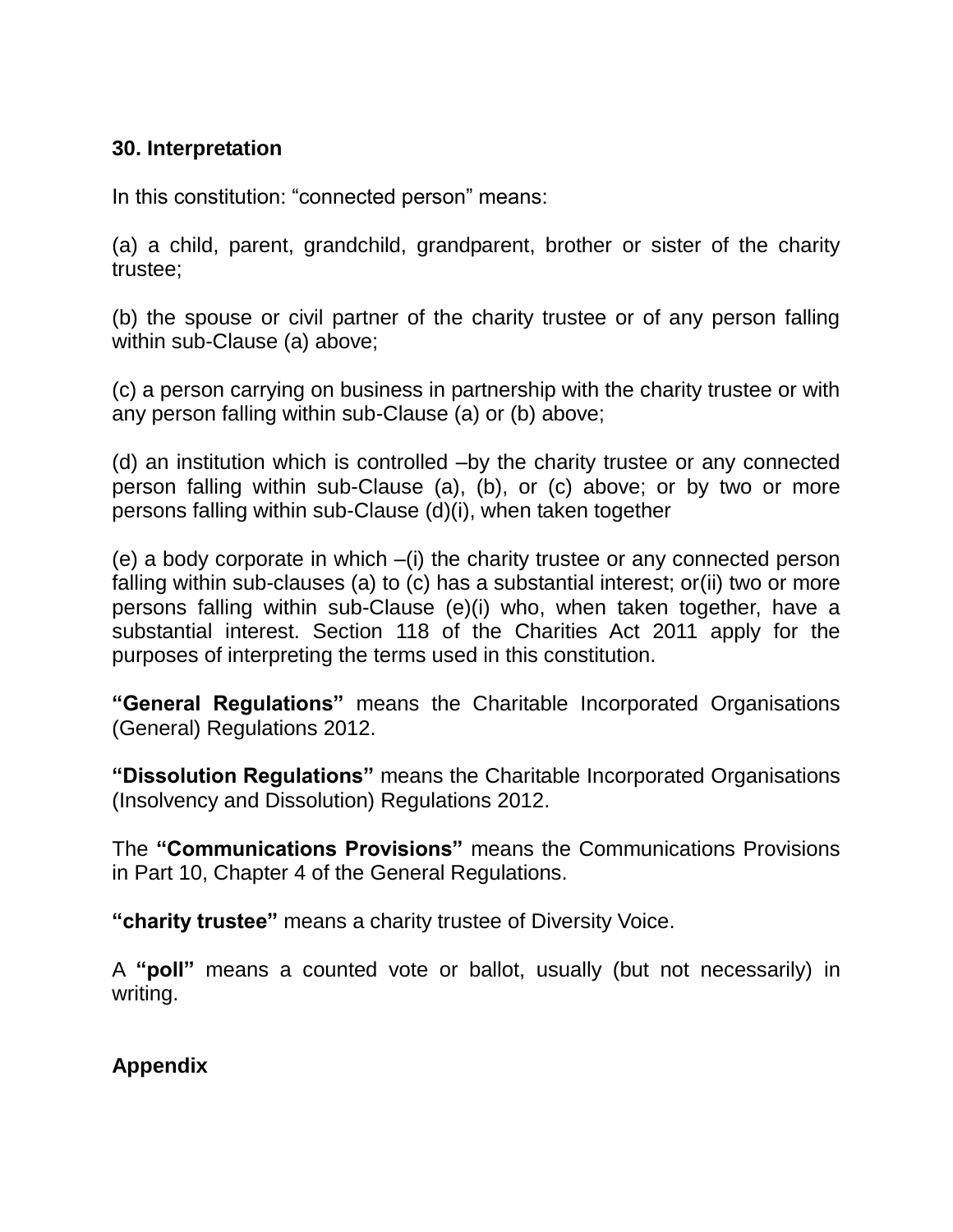**30. Interpretation**

In this constitution: “connected person” means:

(a) a child, parent, grandchild, grandparent, brother or sister of the charity trustee;

(b) the spouse or civil partner of the charity trustee or of any person falling within sub-Clause (a) above;

(c) a person carrying on business in partnership with the charity trustee or with any person falling within sub-Clause (a) or (b) above;

(d) an institution which is controlled –by the charity trustee or any connected person falling within sub-Clause (a), (b), or (c) above; or by two or more persons falling within sub-Clause (d)(i), when taken together

(e) a body corporate in which –(i) the charity trustee or any connected person falling within sub-clauses (a) to (c) has a substantial interest; or(ii) two or more persons falling within sub-Clause (e)(i) who, when taken together, have a substantial interest. Section 118 of the Charities Act 2011 apply for the purposes of interpreting the terms used in this constitution.

**“General Regulations”** means the Charitable Incorporated Organisations (General) Regulations 2012.

**“Dissolution Regulations”** means the Charitable Incorporated Organisations (Insolvency and Dissolution) Regulations 2012.

The **“Communications Provisions”** means the Communications Provisions in Part 10, Chapter 4 of the General Regulations.

**“charity trustee”** means a charity trustee of Diversity Voice.

A **“poll”** means a counted vote or ballot, usually (but not necessarily) in writing.

**Appendix**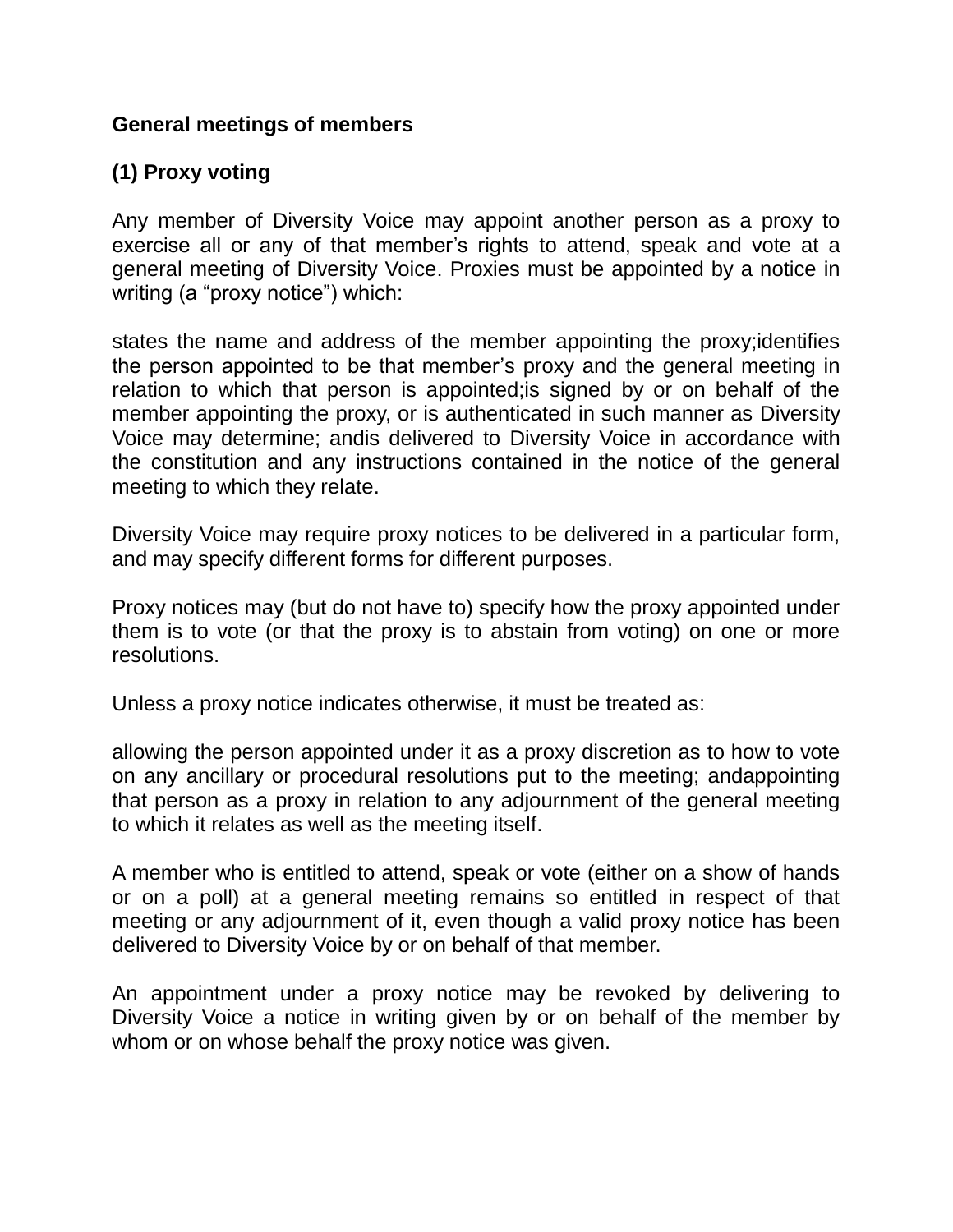**General meetings of members**

**(1) Proxy voting**

Any member of Diversity Voice may appoint another person as a proxy to exercise all or any of that member's rights to attend, speak and vote at a general meeting of Diversity Voice. Proxies must be appointed by a notice in writing (a "proxy notice") which:

states the name and address of the member appointing the proxy;identifies the person appointed to be that member's proxy and the general meeting in relation to which that person is appointed;is signed by or on behalf of the member appointing the proxy, or is authenticated in such manner as Diversity Voice may determine; andis delivered to Diversity Voice in accordance with the constitution and any instructions contained in the notice of the general meeting to which they relate.

Diversity Voice may require proxy notices to be delivered in a particular form, and may specify different forms for different purposes.

Proxy notices may (but do not have to) specify how the proxy appointed under them is to vote (or that the proxy is to abstain from voting) on one or more resolutions.

Unless a proxy notice indicates otherwise, it must be treated as:

allowing the person appointed under it as a proxy discretion as to how to vote on any ancillary or procedural resolutions put to the meeting; andappointing that person as a proxy in relation to any adjournment of the general meeting to which it relates as well as the meeting itself.

A member who is entitled to attend, speak or vote (either on a show of hands or on a poll) at a general meeting remains so entitled in respect of that meeting or any adjournment of it, even though a valid proxy notice has been delivered to Diversity Voice by or on behalf of that member.

An appointment under a proxy notice may be revoked by delivering to Diversity Voice a notice in writing given by or on behalf of the member by whom or on whose behalf the proxy notice was given.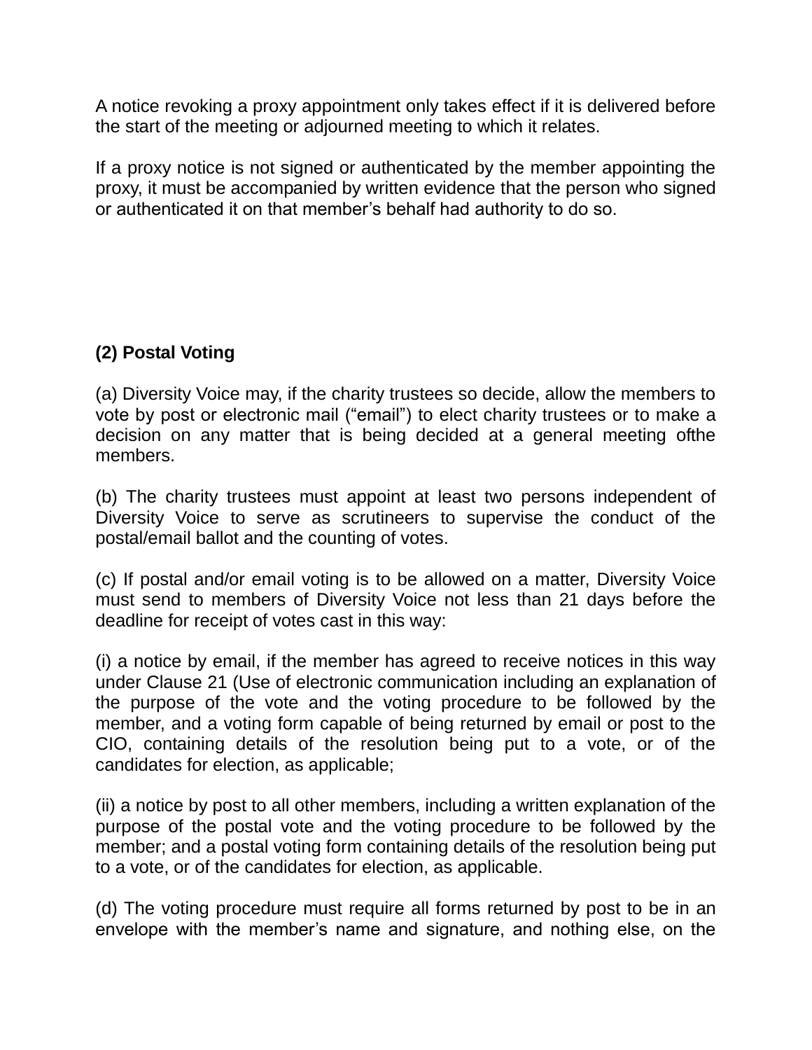A notice revoking a proxy appointment only takes effect if it is delivered before the start of the meeting or adjourned meeting to which it relates.

If a proxy notice is not signed or authenticated by the member appointing the proxy, it must be accompanied by written evidence that the person who signed or authenticated it on that member's behalf had authority to do so.

**(2) Postal Voting**

(a) Diversity Voice may, if the charity trustees so decide, allow the members to vote by post or electronic mail ("email") to elect charity trustees or to make a decision on any matter that is being decided at a general meeting ofthe members.

(b) The charity trustees must appoint at least two persons independent of Diversity Voice to serve as scrutineers to supervise the conduct of the postal/email ballot and the counting of votes.

(c) If postal and/or email voting is to be allowed on a matter, Diversity Voice must send to members of Diversity Voice not less than 21 days before the deadline for receipt of votes cast in this way:

(i) a notice by email, if the member has agreed to receive notices in this way under Clause 21 (Use of electronic communication including an explanation of the purpose of the vote and the voting procedure to be followed by the member, and a voting form capable of being returned by email or post to the CIO, containing details of the resolution being put to a vote, or of the candidates for election, as applicable;

(ii) a notice by post to all other members, including a written explanation of the purpose of the postal vote and the voting procedure to be followed by the member; and a postal voting form containing details of the resolution being put to a vote, or of the candidates for election, as applicable.

(d) The voting procedure must require all forms returned by post to be in an envelope with the member's name and signature, and nothing else, on the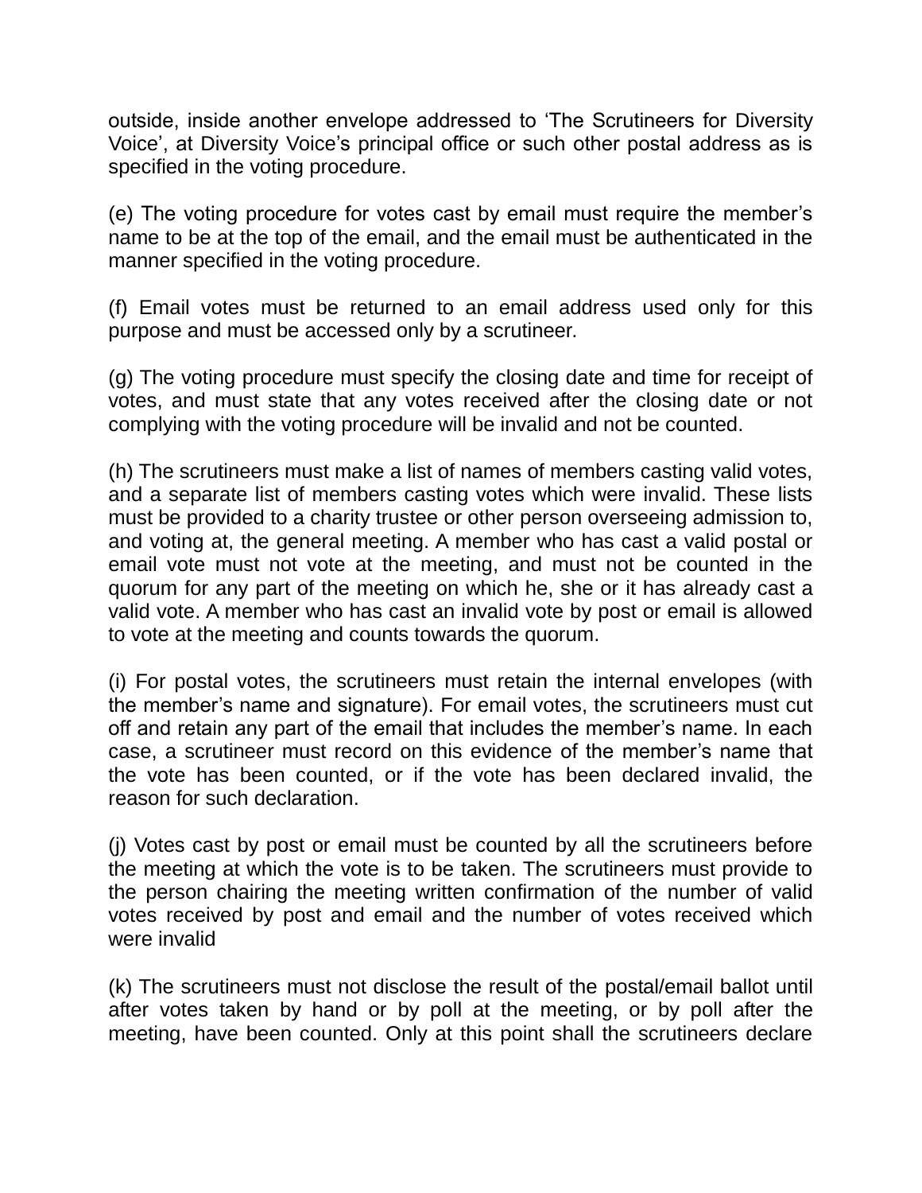outside, inside another envelope addressed to 'The Scrutineers for Diversity Voice', at Diversity Voice's principal office or such other postal address as is specified in the voting procedure.

(e) The voting procedure for votes cast by email must require the member's name to be at the top of the email, and the email must be authenticated in the manner specified in the voting procedure.

(f) Email votes must be returned to an email address used only for this purpose and must be accessed only by a scrutineer.

(g) The voting procedure must specify the closing date and time for receipt of votes, and must state that any votes received after the closing date or not complying with the voting procedure will be invalid and not be counted.

(h) The scrutineers must make a list of names of members casting valid votes, and a separate list of members casting votes which were invalid. These lists must be provided to a charity trustee or other person overseeing admission to, and voting at, the general meeting. A member who has cast a valid postal or email vote must not vote at the meeting, and must not be counted in the quorum for any part of the meeting on which he, she or it has already cast a valid vote. A member who has cast an invalid vote by post or email is allowed to vote at the meeting and counts towards the quorum.

(i) For postal votes, the scrutineers must retain the internal envelopes (with the member's name and signature). For email votes, the scrutineers must cut off and retain any part of the email that includes the member's name. In each case, a scrutineer must record on this evidence of the member's name that the vote has been counted, or if the vote has been declared invalid, the reason for such declaration.

(j) Votes cast by post or email must be counted by all the scrutineers before the meeting at which the vote is to be taken. The scrutineers must provide to the person chairing the meeting written confirmation of the number of valid votes received by post and email and the number of votes received which were invalid

(k) The scrutineers must not disclose the result of the postal/email ballot until after votes taken by hand or by poll at the meeting, or by poll after the meeting, have been counted. Only at this point shall the scrutineers declare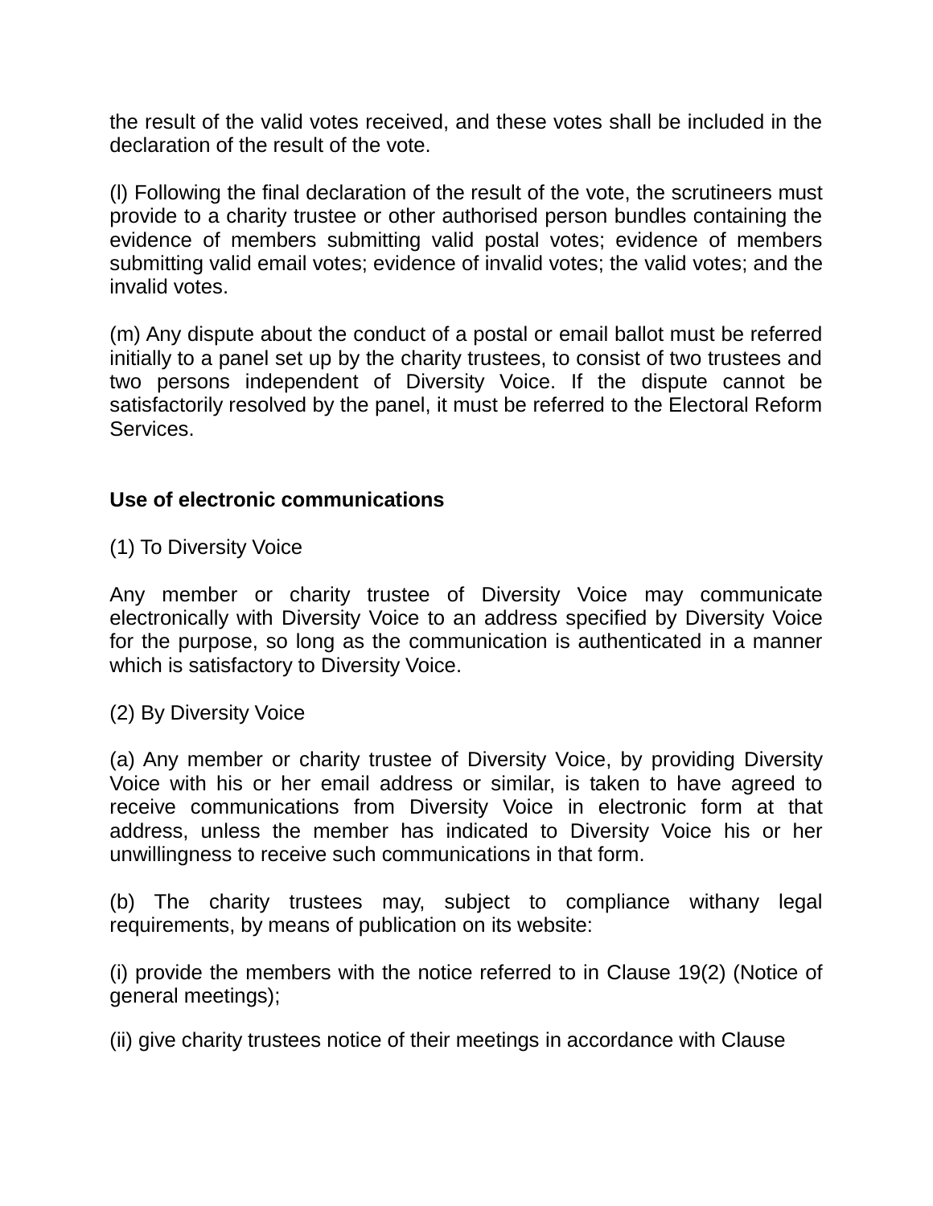the result of the valid votes received, and these votes shall be included in the declaration of the result of the vote.

(l) Following the final declaration of the result of the vote, the scrutineers must provide to a charity trustee or other authorised person bundles containing the evidence of members submitting valid postal votes; evidence of members submitting valid email votes; evidence of invalid votes; the valid votes; and the invalid votes.

(m) Any dispute about the conduct of a postal or email ballot must be referred initially to a panel set up by the charity trustees, to consist of two trustees and two persons independent of Diversity Voice. If the dispute cannot be satisfactorily resolved by the panel, it must be referred to the Electoral Reform Services.

**Use of electronic communications**

(1) To Diversity Voice

Any member or charity trustee of Diversity Voice may communicate electronically with Diversity Voice to an address specified by Diversity Voice for the purpose, so long as the communication is authenticated in a manner which is satisfactory to Diversity Voice.

(2) By Diversity Voice

(a) Any member or charity trustee of Diversity Voice, by providing Diversity Voice with his or her email address or similar, is taken to have agreed to receive communications from Diversity Voice in electronic form at that address, unless the member has indicated to Diversity Voice his or her unwillingness to receive such communications in that form.

(b) The charity trustees may, subject to compliance withany legal requirements, by means of publication on its website:

(i) provide the members with the notice referred to in Clause 19(2) (Notice of general meetings);

(ii) give charity trustees notice of their meetings in accordance with Clause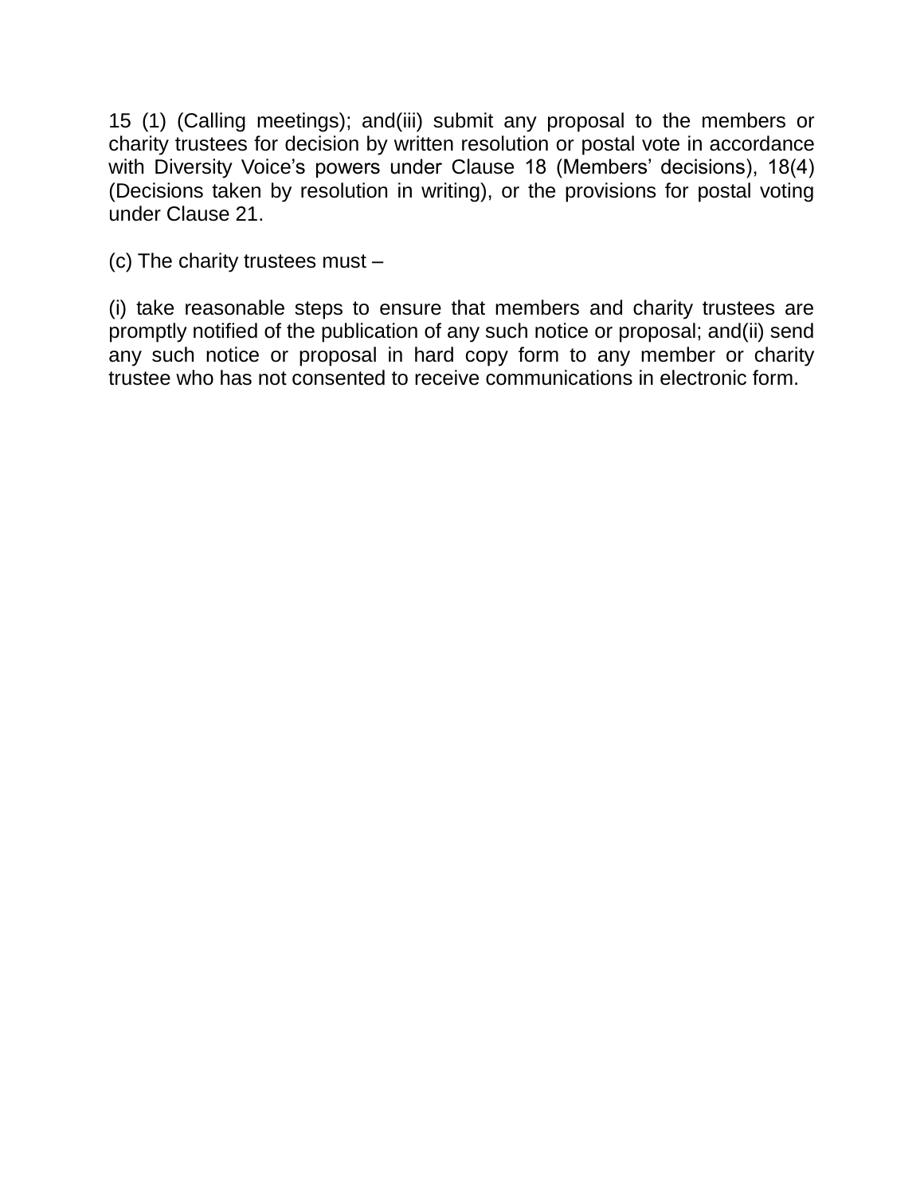15 (1) (Calling meetings); and(iii) submit any proposal to the members or charity trustees for decision by written resolution or postal vote in accordance with Diversity Voice's powers under Clause 18 (Members' decisions), 18(4) (Decisions taken by resolution in writing), or the provisions for postal voting under Clause 21.

(c) The charity trustees must –

(i) take reasonable steps to ensure that members and charity trustees are promptly notified of the publication of any such notice or proposal; and(ii) send any such notice or proposal in hard copy form to any member or charity trustee who has not consented to receive communications in electronic form.